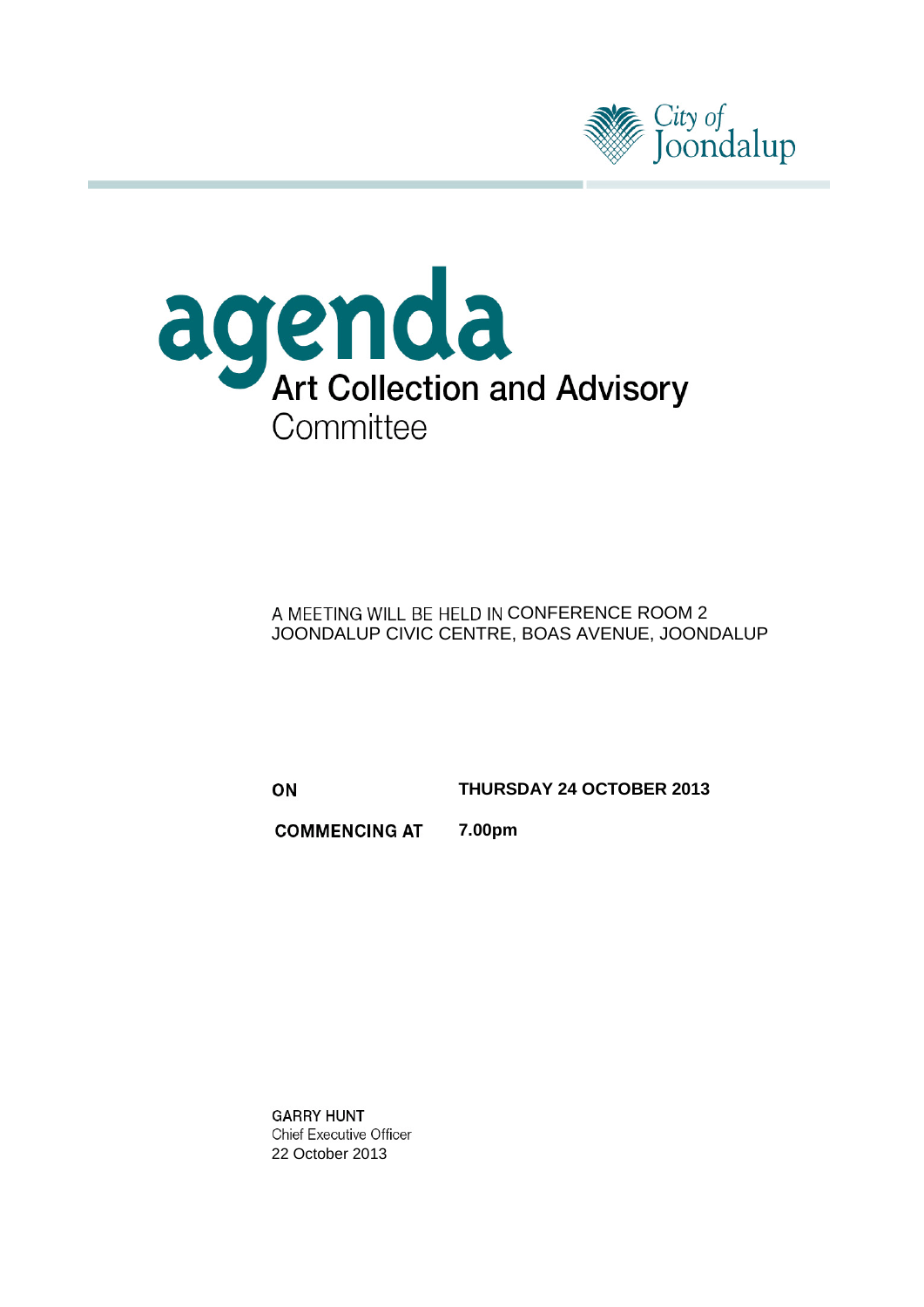City of Joondalup

# agenda

## Art Collection and Advisory Committee

A MEETING WILL BE HELD IN CONFERENCE ROOM 2
JOONDALUP CIVIC CENTRE, BOAS AVENUE, JOONDALUP

| | |
|---|---|
| **ON** | **THURSDAY 24 OCTOBER 2013** |
| **COMMENCING AT** | **7.00pm** |

**GARRY HUNT**
Chief Executive Officer
22 October 2013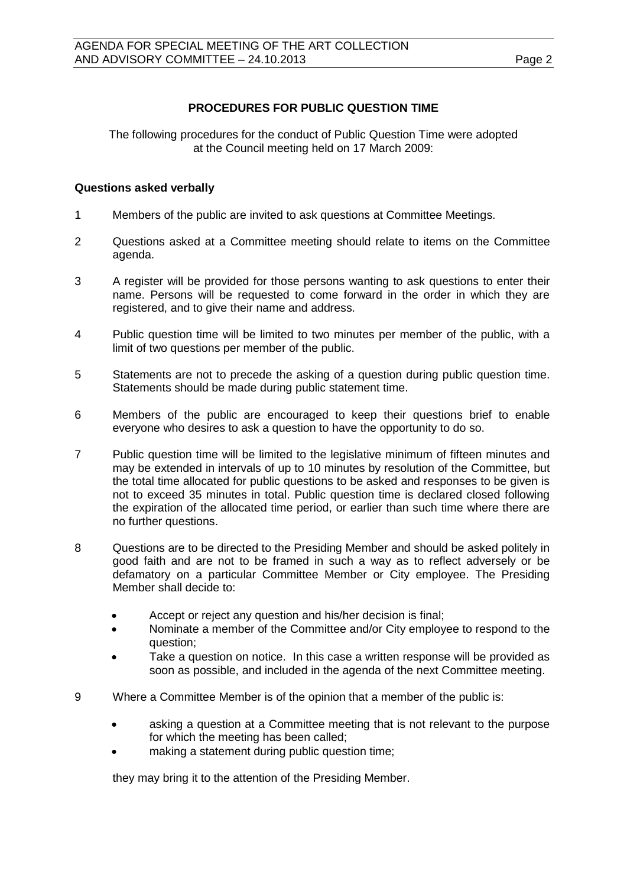## PROCEDURES FOR PUBLIC QUESTION TIME

The following procedures for the conduct of Public Question Time were adopted at the Council meeting held on 17 March 2009:

### Questions asked verbally

1. Members of the public are invited to ask questions at Committee Meetings.

2. Questions asked at a Committee meeting should relate to items on the Committee agenda.

3. A register will be provided for those persons wanting to ask questions to enter their name. Persons will be requested to come forward in the order in which they are registered, and to give their name and address.

4. Public question time will be limited to two minutes per member of the public, with a limit of two questions per member of the public.

5. Statements are not to precede the asking of a question during public question time. Statements should be made during public statement time.

6. Members of the public are encouraged to keep their questions brief to enable everyone who desires to ask a question to have the opportunity to do so.

7. Public question time will be limited to the legislative minimum of fifteen minutes and may be extended in intervals of up to 10 minutes by resolution of the Committee, but the total time allocated for public questions to be asked and responses to be given is not to exceed 35 minutes in total. Public question time is declared closed following the expiration of the allocated time period, or earlier than such time where there are no further questions.

8. Questions are to be directed to the Presiding Member and should be asked politely in good faith and are not to be framed in such a way as to reflect adversely or be defamatory on a particular Committee Member or City employee. The Presiding Member shall decide to:

   - Accept or reject any question and his/her decision is final;
   - Nominate a member of the Committee and/or City employee to respond to the question;
   - Take a question on notice. In this case a written response will be provided as soon as possible, and included in the agenda of the next Committee meeting.

9. Where a Committee Member is of the opinion that a member of the public is:

   - asking a question at a Committee meeting that is not relevant to the purpose for which the meeting has been called;
   - making a statement during public question time;

   they may bring it to the attention of the Presiding Member.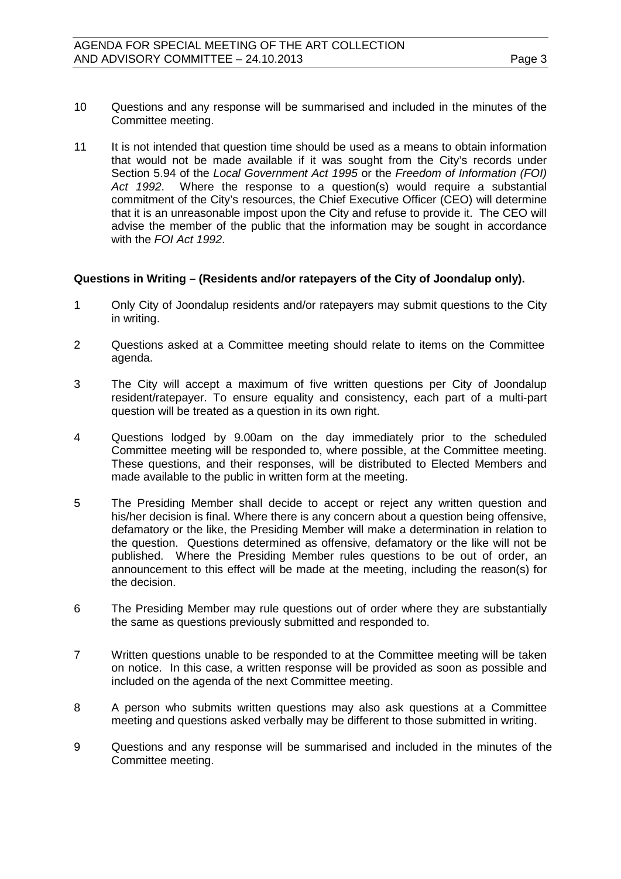10 Questions and any response will be summarised and included in the minutes of the Committee meeting.

11 It is not intended that question time should be used as a means to obtain information that would not be made available if it was sought from the City's records under Section 5.94 of the *Local Government Act 1995* or the *Freedom of Information (FOI) Act 1992*. Where the response to a question(s) would require a substantial commitment of the City's resources, the Chief Executive Officer (CEO) will determine that it is an unreasonable impost upon the City and refuse to provide it. The CEO will advise the member of the public that the information may be sought in accordance with the *FOI Act 1992*.

**Questions in Writing – (Residents and/or ratepayers of the City of Joondalup only).**

1 Only City of Joondalup residents and/or ratepayers may submit questions to the City in writing.

2 Questions asked at a Committee meeting should relate to items on the Committee agenda.

3 The City will accept a maximum of five written questions per City of Joondalup resident/ratepayer. To ensure equality and consistency, each part of a multi-part question will be treated as a question in its own right.

4 Questions lodged by 9.00am on the day immediately prior to the scheduled Committee meeting will be responded to, where possible, at the Committee meeting. These questions, and their responses, will be distributed to Elected Members and made available to the public in written form at the meeting.

5 The Presiding Member shall decide to accept or reject any written question and his/her decision is final. Where there is any concern about a question being offensive, defamatory or the like, the Presiding Member will make a determination in relation to the question. Questions determined as offensive, defamatory or the like will not be published. Where the Presiding Member rules questions to be out of order, an announcement to this effect will be made at the meeting, including the reason(s) for the decision.

6 The Presiding Member may rule questions out of order where they are substantially the same as questions previously submitted and responded to.

7 Written questions unable to be responded to at the Committee meeting will be taken on notice. In this case, a written response will be provided as soon as possible and included on the agenda of the next Committee meeting.

8 A person who submits written questions may also ask questions at a Committee meeting and questions asked verbally may be different to those submitted in writing.

9 Questions and any response will be summarised and included in the minutes of the Committee meeting.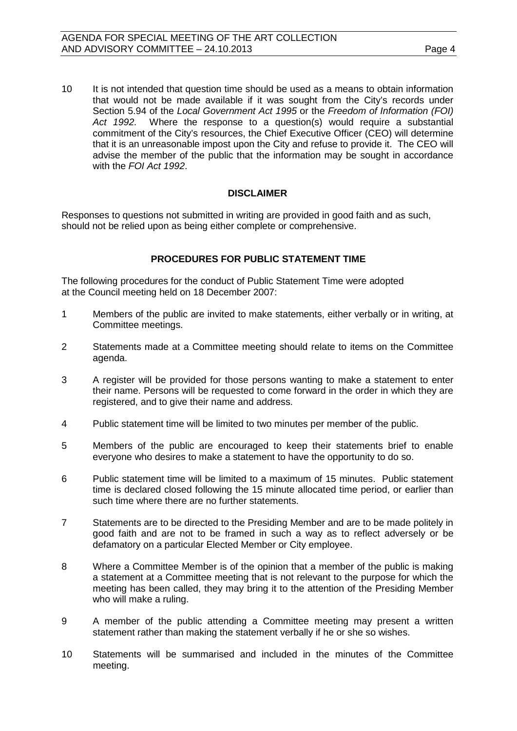10 It is not intended that question time should be used as a means to obtain information that would not be made available if it was sought from the City's records under Section 5.94 of the *Local Government Act 1995* or the *Freedom of Information (FOI) Act 1992.* Where the response to a question(s) would require a substantial commitment of the City's resources, the Chief Executive Officer (CEO) will determine that it is an unreasonable impost upon the City and refuse to provide it. The CEO will advise the member of the public that the information may be sought in accordance with the *FOI Act 1992*.

## DISCLAIMER

Responses to questions not submitted in writing are provided in good faith and as such, should not be relied upon as being either complete or comprehensive.

## PROCEDURES FOR PUBLIC STATEMENT TIME

The following procedures for the conduct of Public Statement Time were adopted at the Council meeting held on 18 December 2007:

1 Members of the public are invited to make statements, either verbally or in writing, at Committee meetings.

2 Statements made at a Committee meeting should relate to items on the Committee agenda.

3 A register will be provided for those persons wanting to make a statement to enter their name. Persons will be requested to come forward in the order in which they are registered, and to give their name and address.

4 Public statement time will be limited to two minutes per member of the public.

5 Members of the public are encouraged to keep their statements brief to enable everyone who desires to make a statement to have the opportunity to do so.

6 Public statement time will be limited to a maximum of 15 minutes. Public statement time is declared closed following the 15 minute allocated time period, or earlier than such time where there are no further statements.

7 Statements are to be directed to the Presiding Member and are to be made politely in good faith and are not to be framed in such a way as to reflect adversely or be defamatory on a particular Elected Member or City employee.

8 Where a Committee Member is of the opinion that a member of the public is making a statement at a Committee meeting that is not relevant to the purpose for which the meeting has been called, they may bring it to the attention of the Presiding Member who will make a ruling.

9 A member of the public attending a Committee meeting may present a written statement rather than making the statement verbally if he or she so wishes.

10 Statements will be summarised and included in the minutes of the Committee meeting.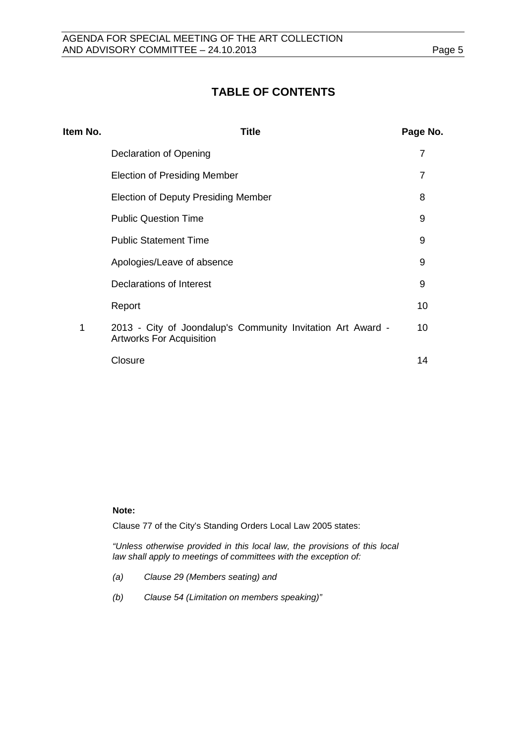# TABLE OF CONTENTS

| Item No. | Title | Page No. |
|---|---|---|
| | Declaration of Opening | 7 |
| | Election of Presiding Member | 7 |
| | Election of Deputy Presiding Member | 8 |
| | Public Question Time | 9 |
| | Public Statement Time | 9 |
| | Apologies/Leave of absence | 9 |
| | Declarations of Interest | 9 |
| | Report | 10 |
| 1 | 2013 - City of Joondalup's Community Invitation Art Award - Artworks For Acquisition | 10 |
| | Closure | 14 |

**Note:**

Clause 77 of the City's Standing Orders Local Law 2005 states:

*"Unless otherwise provided in this local law, the provisions of this local law shall apply to meetings of committees with the exception of:*

*(a) Clause 29 (Members seating) and*

*(b) Clause 54 (Limitation on members speaking)"*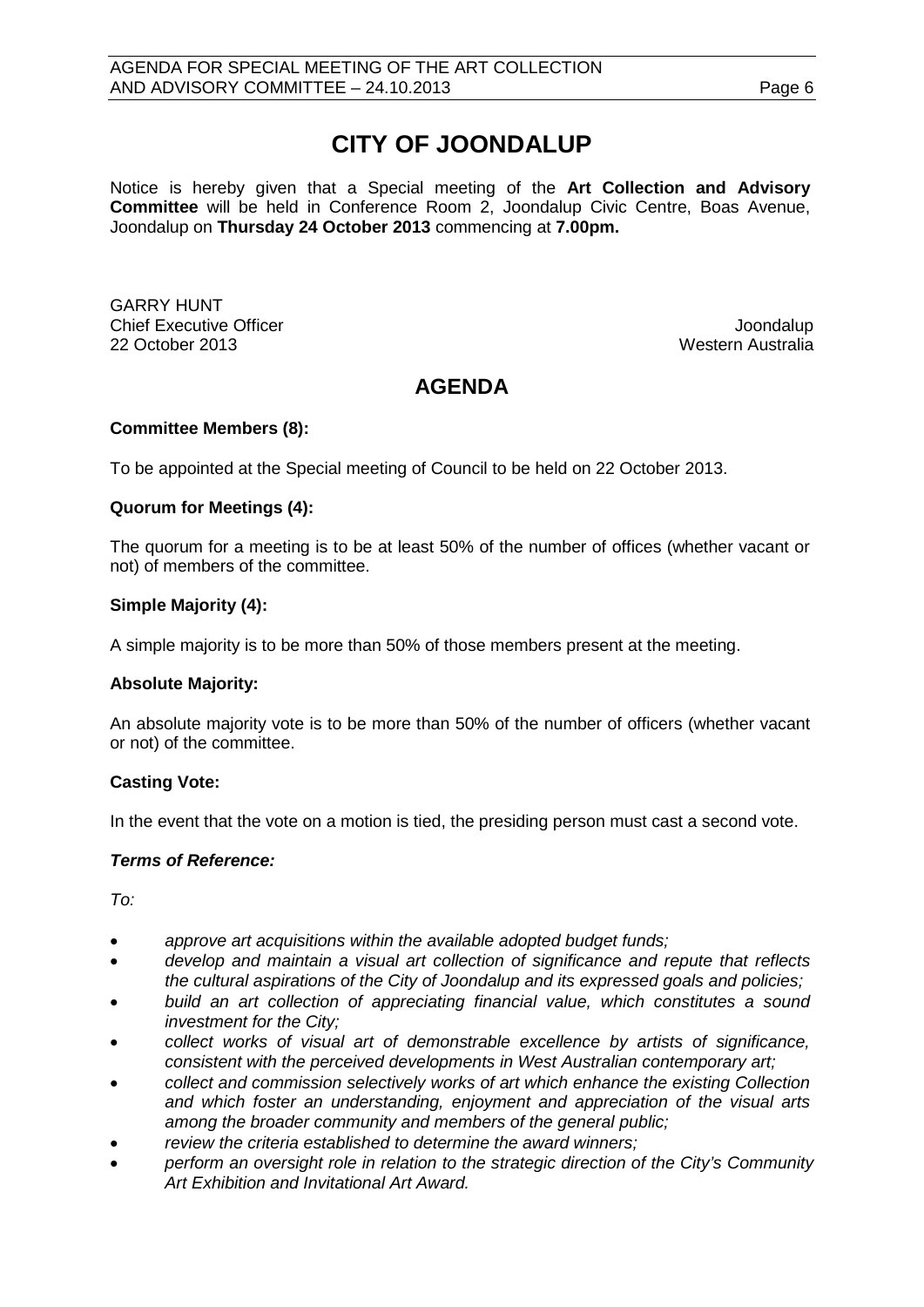# CITY OF JOONDALUP

Notice is hereby given that a Special meeting of the **Art Collection and Advisory Committee** will be held in Conference Room 2, Joondalup Civic Centre, Boas Avenue, Joondalup on **Thursday 24 October 2013** commencing at **7.00pm.**

GARRY HUNT
Chief Executive Officer
22 October 2013

Joondalup
Western Australia

## AGENDA

**Committee Members (8):**

To be appointed at the Special meeting of Council to be held on 22 October 2013.

**Quorum for Meetings (4):**

The quorum for a meeting is to be at least 50% of the number of offices (whether vacant or not) of members of the committee.

**Simple Majority (4):**

A simple majority is to be more than 50% of those members present at the meeting.

**Absolute Majority:**

An absolute majority vote is to be more than 50% of the number of officers (whether vacant or not) of the committee.

**Casting Vote:**

In the event that the vote on a motion is tied, the presiding person must cast a second vote.

***Terms of Reference:***

*To:*

- *approve art acquisitions within the available adopted budget funds;*
- *develop and maintain a visual art collection of significance and repute that reflects the cultural aspirations of the City of Joondalup and its expressed goals and policies;*
- *build an art collection of appreciating financial value, which constitutes a sound investment for the City;*
- *collect works of visual art of demonstrable excellence by artists of significance, consistent with the perceived developments in West Australian contemporary art;*
- *collect and commission selectively works of art which enhance the existing Collection and which foster an understanding, enjoyment and appreciation of the visual arts among the broader community and members of the general public;*
- *review the criteria established to determine the award winners;*
- *perform an oversight role in relation to the strategic direction of the City's Community Art Exhibition and Invitational Art Award.*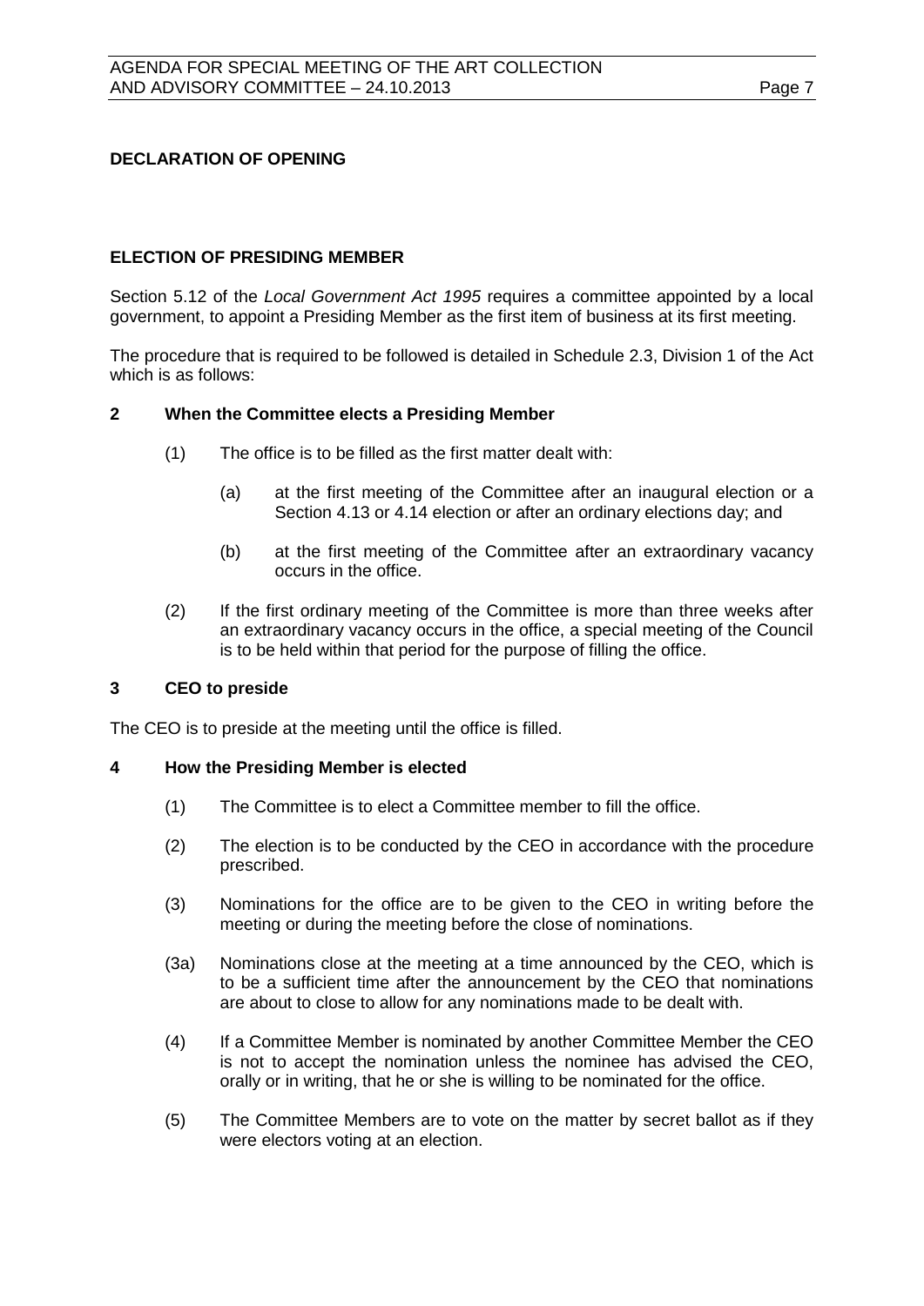**DECLARATION OF OPENING**

**ELECTION OF PRESIDING MEMBER**

Section 5.12 of the *Local Government Act 1995* requires a committee appointed by a local government, to appoint a Presiding Member as the first item of business at its first meeting.

The procedure that is required to be followed is detailed in Schedule 2.3, Division 1 of the Act which is as follows:

**2 When the Committee elects a Presiding Member**

(1) The office is to be filled as the first matter dealt with:

(a) at the first meeting of the Committee after an inaugural election or a Section 4.13 or 4.14 election or after an ordinary elections day; and

(b) at the first meeting of the Committee after an extraordinary vacancy occurs in the office.

(2) If the first ordinary meeting of the Committee is more than three weeks after an extraordinary vacancy occurs in the office, a special meeting of the Council is to be held within that period for the purpose of filling the office.

**3 CEO to preside**

The CEO is to preside at the meeting until the office is filled.

**4 How the Presiding Member is elected**

(1) The Committee is to elect a Committee member to fill the office.

(2) The election is to be conducted by the CEO in accordance with the procedure prescribed.

(3) Nominations for the office are to be given to the CEO in writing before the meeting or during the meeting before the close of nominations.

(3a) Nominations close at the meeting at a time announced by the CEO, which is to be a sufficient time after the announcement by the CEO that nominations are about to close to allow for any nominations made to be dealt with.

(4) If a Committee Member is nominated by another Committee Member the CEO is not to accept the nomination unless the nominee has advised the CEO, orally or in writing, that he or she is willing to be nominated for the office.

(5) The Committee Members are to vote on the matter by secret ballot as if they were electors voting at an election.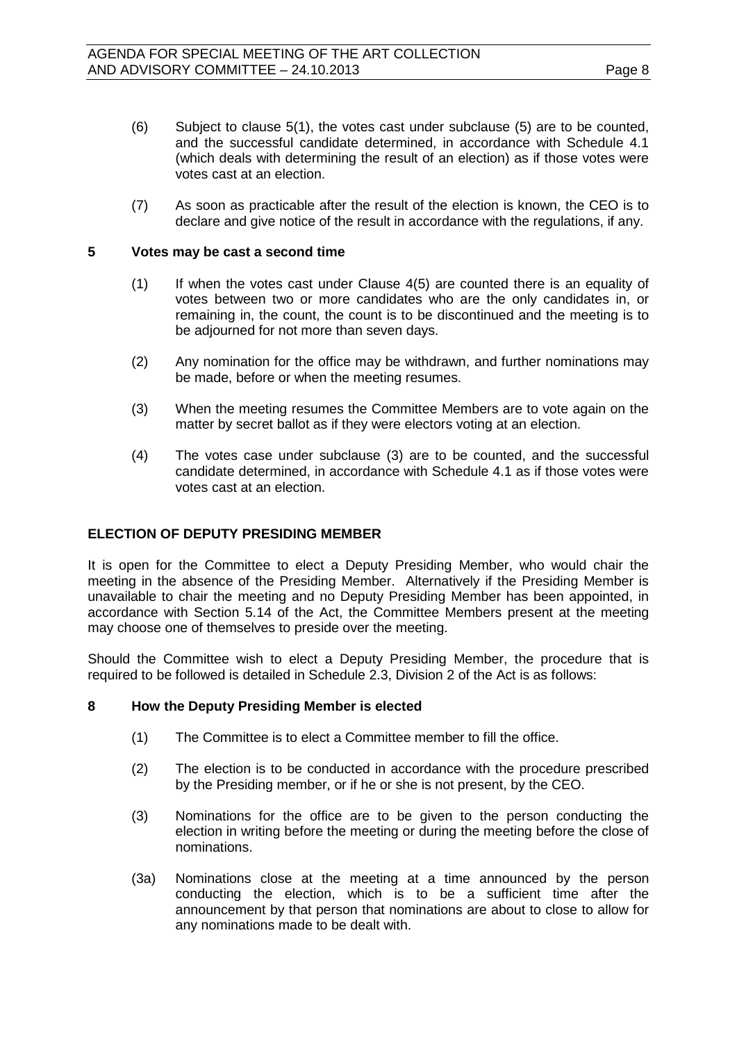(6) Subject to clause 5(1), the votes cast under subclause (5) are to be counted, and the successful candidate determined, in accordance with Schedule 4.1 (which deals with determining the result of an election) as if those votes were votes cast at an election.

(7) As soon as practicable after the result of the election is known, the CEO is to declare and give notice of the result in accordance with the regulations, if any.

**5 Votes may be cast a second time**

(1) If when the votes cast under Clause 4(5) are counted there is an equality of votes between two or more candidates who are the only candidates in, or remaining in, the count, the count is to be discontinued and the meeting is to be adjourned for not more than seven days.

(2) Any nomination for the office may be withdrawn, and further nominations may be made, before or when the meeting resumes.

(3) When the meeting resumes the Committee Members are to vote again on the matter by secret ballot as if they were electors voting at an election.

(4) The votes case under subclause (3) are to be counted, and the successful candidate determined, in accordance with Schedule 4.1 as if those votes were votes cast at an election.

## ELECTION OF DEPUTY PRESIDING MEMBER

It is open for the Committee to elect a Deputy Presiding Member, who would chair the meeting in the absence of the Presiding Member. Alternatively if the Presiding Member is unavailable to chair the meeting and no Deputy Presiding Member has been appointed, in accordance with Section 5.14 of the Act, the Committee Members present at the meeting may choose one of themselves to preside over the meeting.

Should the Committee wish to elect a Deputy Presiding Member, the procedure that is required to be followed is detailed in Schedule 2.3, Division 2 of the Act is as follows:

**8 How the Deputy Presiding Member is elected**

(1) The Committee is to elect a Committee member to fill the office.

(2) The election is to be conducted in accordance with the procedure prescribed by the Presiding member, or if he or she is not present, by the CEO.

(3) Nominations for the office are to be given to the person conducting the election in writing before the meeting or during the meeting before the close of nominations.

(3a) Nominations close at the meeting at a time announced by the person conducting the election, which is to be a sufficient time after the announcement by that person that nominations are about to close to allow for any nominations made to be dealt with.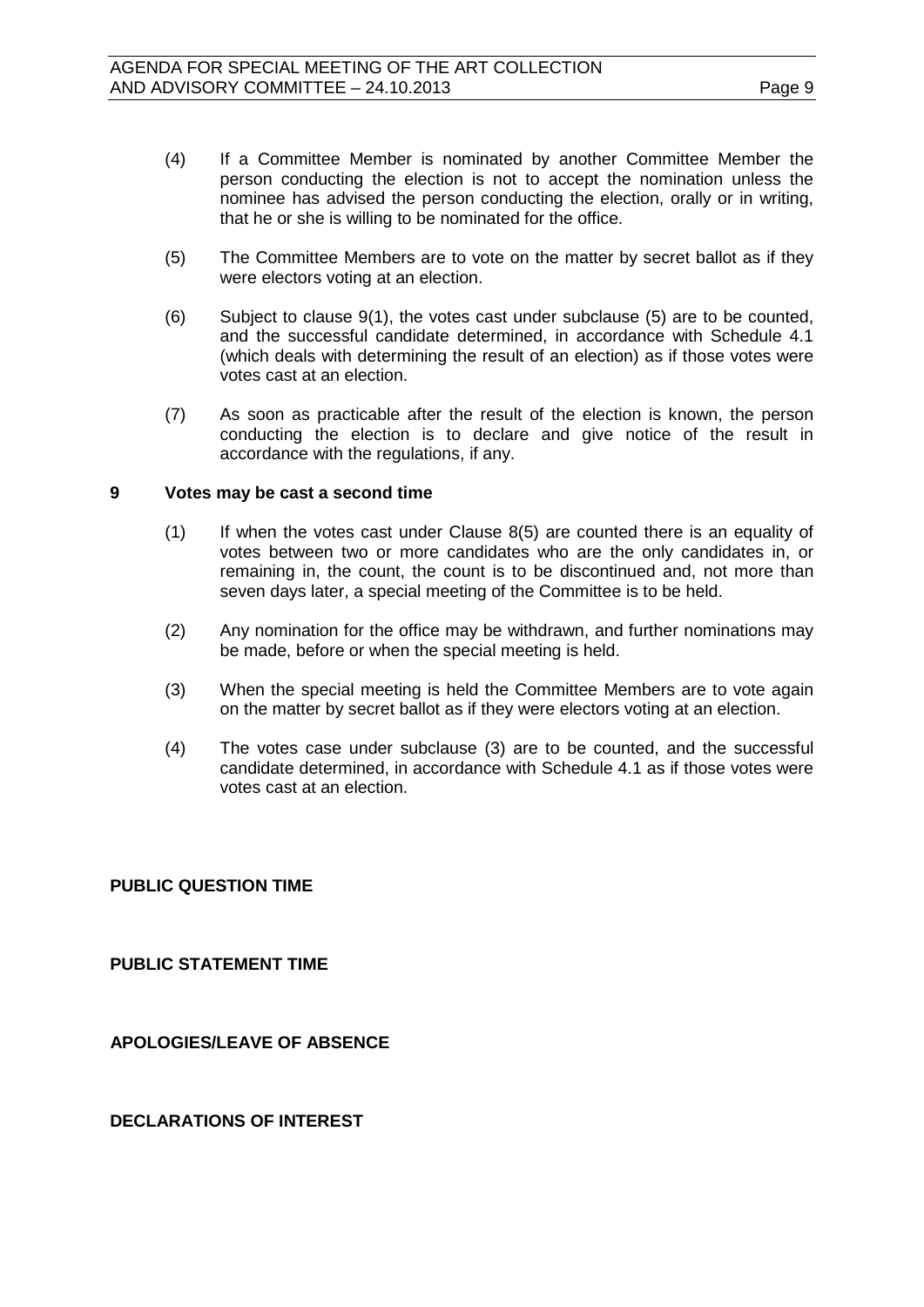(4) If a Committee Member is nominated by another Committee Member the person conducting the election is not to accept the nomination unless the nominee has advised the person conducting the election, orally or in writing, that he or she is willing to be nominated for the office.

(5) The Committee Members are to vote on the matter by secret ballot as if they were electors voting at an election.

(6) Subject to clause 9(1), the votes cast under subclause (5) are to be counted, and the successful candidate determined, in accordance with Schedule 4.1 (which deals with determining the result of an election) as if those votes were votes cast at an election.

(7) As soon as practicable after the result of the election is known, the person conducting the election is to declare and give notice of the result in accordance with the regulations, if any.

**9 Votes may be cast a second time**

(1) If when the votes cast under Clause 8(5) are counted there is an equality of votes between two or more candidates who are the only candidates in, or remaining in, the count, the count is to be discontinued and, not more than seven days later, a special meeting of the Committee is to be held.

(2) Any nomination for the office may be withdrawn, and further nominations may be made, before or when the special meeting is held.

(3) When the special meeting is held the Committee Members are to vote again on the matter by secret ballot as if they were electors voting at an election.

(4) The votes case under subclause (3) are to be counted, and the successful candidate determined, in accordance with Schedule 4.1 as if those votes were votes cast at an election.

**PUBLIC QUESTION TIME**

**PUBLIC STATEMENT TIME**

**APOLOGIES/LEAVE OF ABSENCE**

**DECLARATIONS OF INTEREST**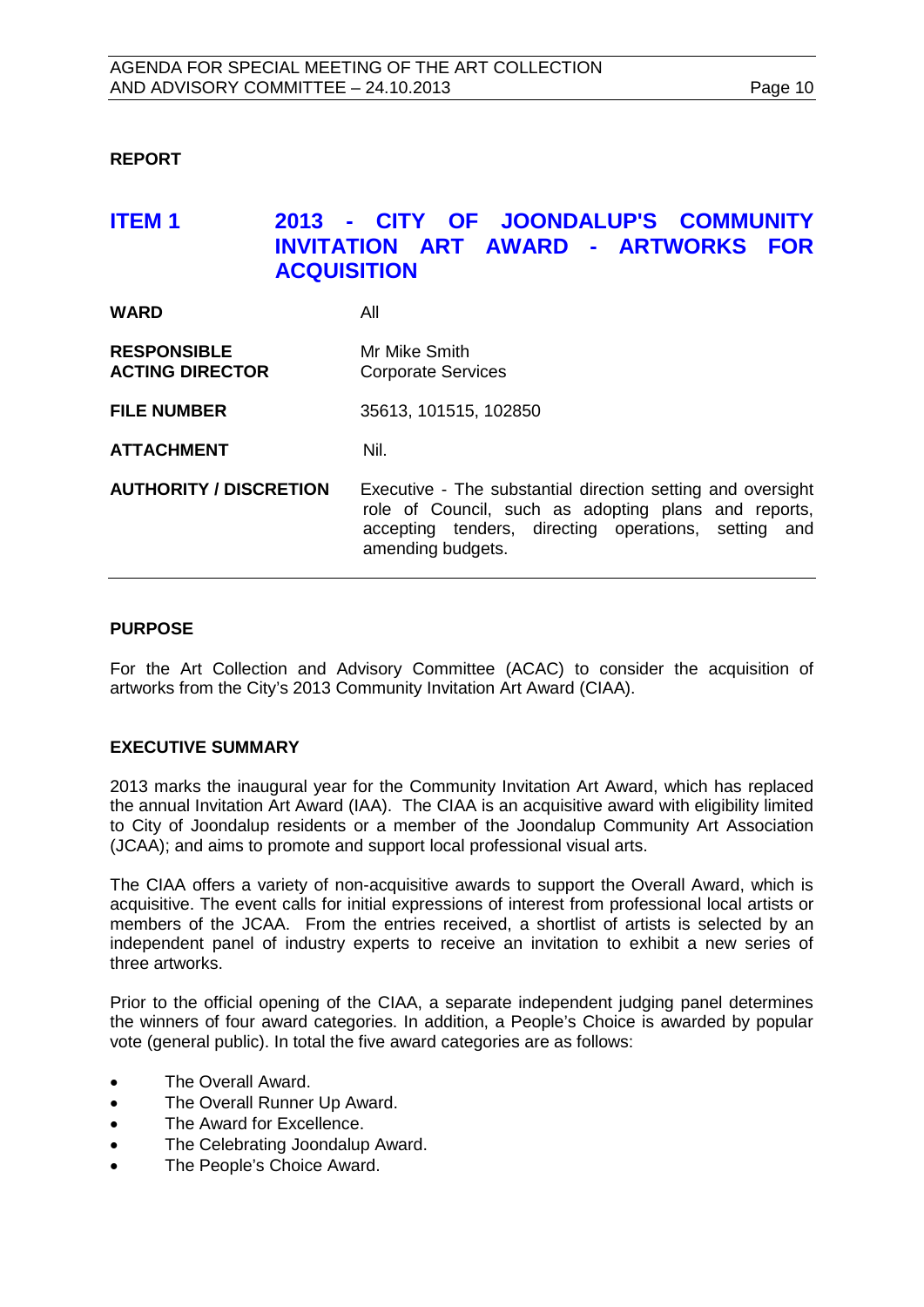**REPORT**

## ITEM 1 2013 - CITY OF JOONDALUP'S COMMUNITY INVITATION ART AWARD - ARTWORKS FOR ACQUISITION

| | |
|---|---|
| **WARD** | All |
| **RESPONSIBLE ACTING DIRECTOR** | Mr Mike Smith<br>Corporate Services |
| **FILE NUMBER** | 35613, 101515, 102850 |
| **ATTACHMENT** | Nil. |
| **AUTHORITY / DISCRETION** | Executive - The substantial direction setting and oversight role of Council, such as adopting plans and reports, accepting tenders, directing operations, setting and amending budgets. |

### PURPOSE

For the Art Collection and Advisory Committee (ACAC) to consider the acquisition of artworks from the City's 2013 Community Invitation Art Award (CIAA).

### EXECUTIVE SUMMARY

2013 marks the inaugural year for the Community Invitation Art Award, which has replaced the annual Invitation Art Award (IAA). The CIAA is an acquisitive award with eligibility limited to City of Joondalup residents or a member of the Joondalup Community Art Association (JCAA); and aims to promote and support local professional visual arts.

The CIAA offers a variety of non-acquisitive awards to support the Overall Award, which is acquisitive. The event calls for initial expressions of interest from professional local artists or members of the JCAA. From the entries received, a shortlist of artists is selected by an independent panel of industry experts to receive an invitation to exhibit a new series of three artworks.

Prior to the official opening of the CIAA, a separate independent judging panel determines the winners of four award categories. In addition, a People's Choice is awarded by popular vote (general public). In total the five award categories are as follows:

- The Overall Award.
- The Overall Runner Up Award.
- The Award for Excellence.
- The Celebrating Joondalup Award.
- The People's Choice Award.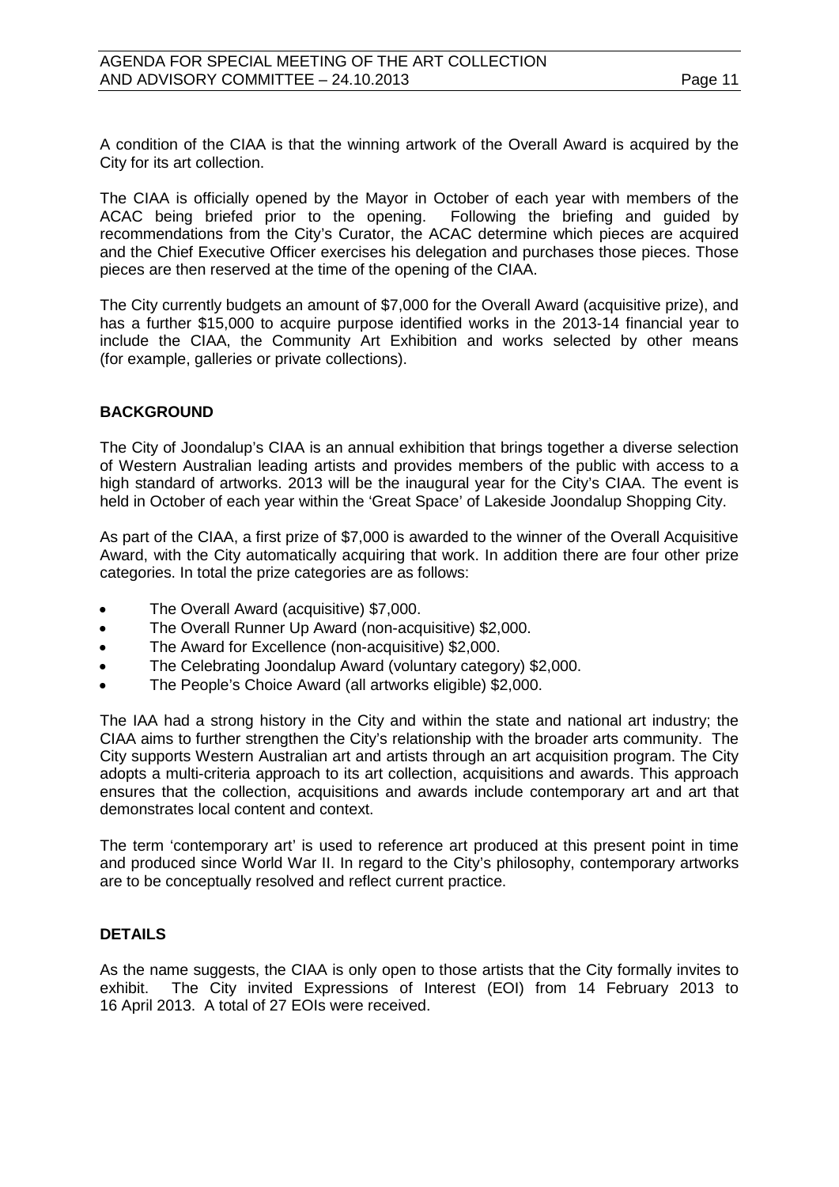A condition of the CIAA is that the winning artwork of the Overall Award is acquired by the City for its art collection.

The CIAA is officially opened by the Mayor in October of each year with members of the ACAC being briefed prior to the opening. Following the briefing and guided by recommendations from the City's Curator, the ACAC determine which pieces are acquired and the Chief Executive Officer exercises his delegation and purchases those pieces. Those pieces are then reserved at the time of the opening of the CIAA.

The City currently budgets an amount of $7,000 for the Overall Award (acquisitive prize), and has a further $15,000 to acquire purpose identified works in the 2013-14 financial year to include the CIAA, the Community Art Exhibition and works selected by other means (for example, galleries or private collections).

## BACKGROUND

The City of Joondalup's CIAA is an annual exhibition that brings together a diverse selection of Western Australian leading artists and provides members of the public with access to a high standard of artworks. 2013 will be the inaugural year for the City's CIAA. The event is held in October of each year within the 'Great Space' of Lakeside Joondalup Shopping City.

As part of the CIAA, a first prize of $7,000 is awarded to the winner of the Overall Acquisitive Award, with the City automatically acquiring that work. In addition there are four other prize categories. In total the prize categories are as follows:

- The Overall Award (acquisitive) $7,000.
- The Overall Runner Up Award (non-acquisitive) $2,000.
- The Award for Excellence (non-acquisitive) $2,000.
- The Celebrating Joondalup Award (voluntary category) $2,000.
- The People's Choice Award (all artworks eligible) $2,000.

The IAA had a strong history in the City and within the state and national art industry; the CIAA aims to further strengthen the City's relationship with the broader arts community. The City supports Western Australian art and artists through an art acquisition program. The City adopts a multi-criteria approach to its art collection, acquisitions and awards. This approach ensures that the collection, acquisitions and awards include contemporary art and art that demonstrates local content and context.

The term 'contemporary art' is used to reference art produced at this present point in time and produced since World War II. In regard to the City's philosophy, contemporary artworks are to be conceptually resolved and reflect current practice.

## DETAILS

As the name suggests, the CIAA is only open to those artists that the City formally invites to exhibit. The City invited Expressions of Interest (EOI) from 14 February 2013 to 16 April 2013. A total of 27 EOIs were received.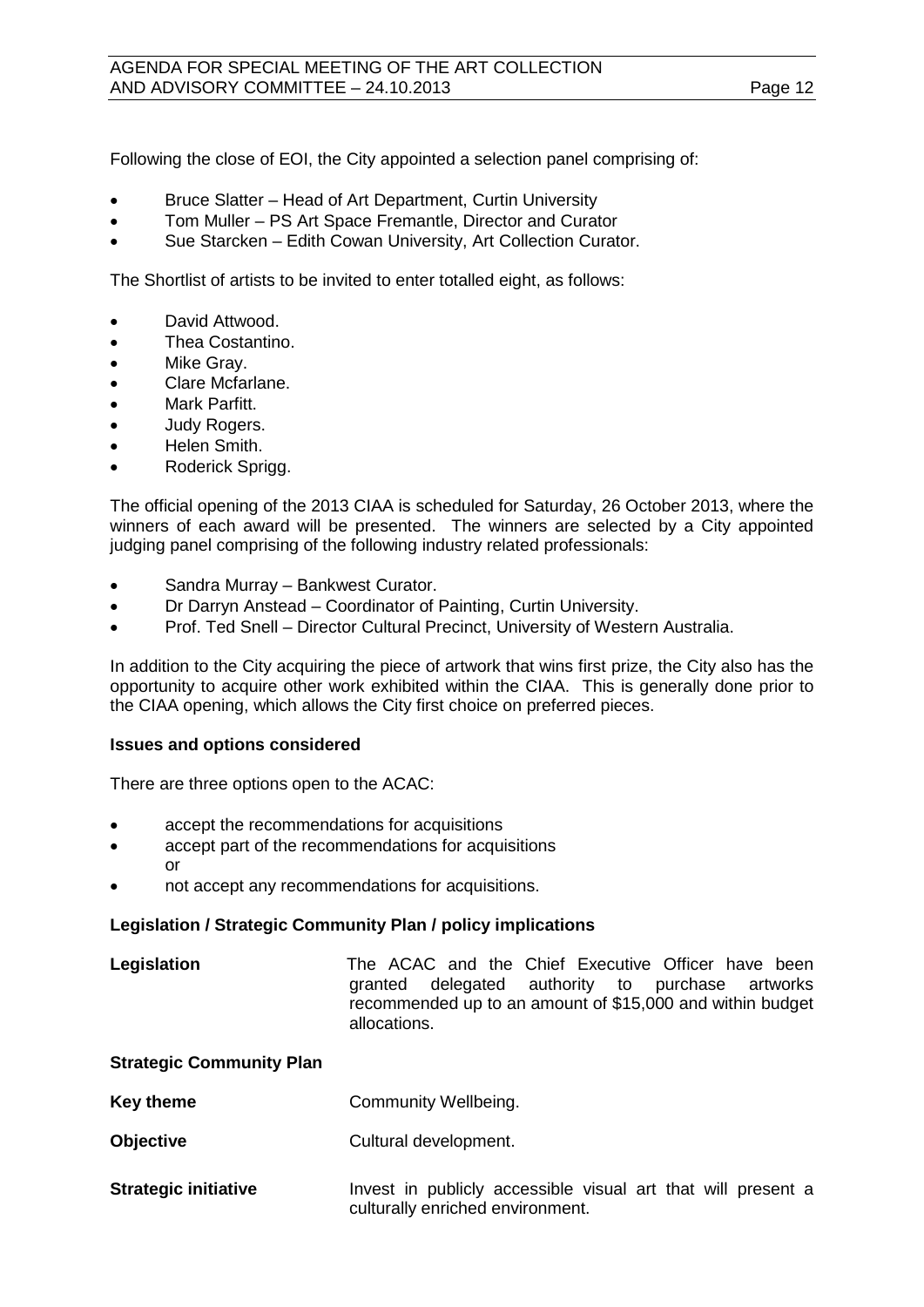Following the close of EOI, the City appointed a selection panel comprising of:

- Bruce Slatter – Head of Art Department, Curtin University
- Tom Muller – PS Art Space Fremantle, Director and Curator
- Sue Starcken – Edith Cowan University, Art Collection Curator.

The Shortlist of artists to be invited to enter totalled eight, as follows:

- David Attwood.
- Thea Costantino.
- Mike Gray.
- Clare Mcfarlane.
- Mark Parfitt.
- Judy Rogers.
- Helen Smith.
- Roderick Sprigg.

The official opening of the 2013 CIAA is scheduled for Saturday, 26 October 2013, where the winners of each award will be presented. The winners are selected by a City appointed judging panel comprising of the following industry related professionals:

- Sandra Murray – Bankwest Curator.
- Dr Darryn Anstead – Coordinator of Painting, Curtin University.
- Prof. Ted Snell – Director Cultural Precinct, University of Western Australia.

In addition to the City acquiring the piece of artwork that wins first prize, the City also has the opportunity to acquire other work exhibited within the CIAA. This is generally done prior to the CIAA opening, which allows the City first choice on preferred pieces.

**Issues and options considered**

There are three options open to the ACAC:

- accept the recommendations for acquisitions
- accept part of the recommendations for acquisitions
  or
- not accept any recommendations for acquisitions.

**Legislation / Strategic Community Plan / policy implications**

**Legislation** The ACAC and the Chief Executive Officer have been granted delegated authority to purchase artworks recommended up to an amount of $15,000 and within budget allocations.

**Strategic Community Plan**

**Key theme** Community Wellbeing.

**Objective** Cultural development.

**Strategic initiative** Invest in publicly accessible visual art that will present a culturally enriched environment.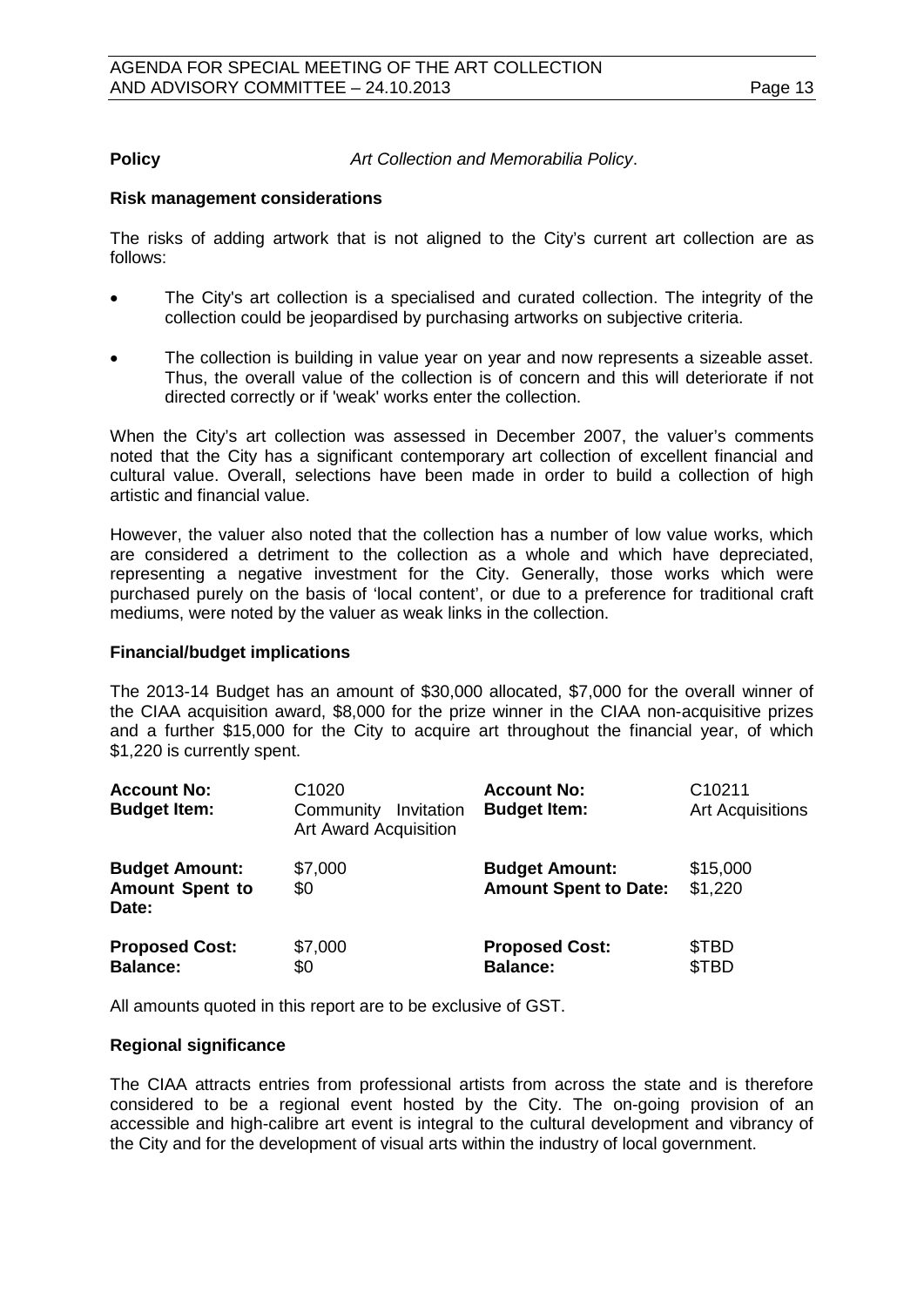**Policy** *Art Collection and Memorabilia Policy*.

**Risk management considerations**

The risks of adding artwork that is not aligned to the City's current art collection are as follows:

- The City's art collection is a specialised and curated collection. The integrity of the collection could be jeopardised by purchasing artworks on subjective criteria.
- The collection is building in value year on year and now represents a sizeable asset. Thus, the overall value of the collection is of concern and this will deteriorate if not directed correctly or if 'weak' works enter the collection.

When the City's art collection was assessed in December 2007, the valuer's comments noted that the City has a significant contemporary art collection of excellent financial and cultural value. Overall, selections have been made in order to build a collection of high artistic and financial value.

However, the valuer also noted that the collection has a number of low value works, which are considered a detriment to the collection as a whole and which have depreciated, representing a negative investment for the City. Generally, those works which were purchased purely on the basis of 'local content', or due to a preference for traditional craft mediums, were noted by the valuer as weak links in the collection.

**Financial/budget implications**

The 2013-14 Budget has an amount of $30,000 allocated, $7,000 for the overall winner of the CIAA acquisition award, $8,000 for the prize winner in the CIAA non-acquisitive prizes and a further $15,000 for the City to acquire art throughout the financial year, of which $1,220 is currently spent.

| | | | |
|---|---|---|---|
| **Account No:** | C1020 | **Account No:** | C10211 |
| **Budget Item:** | Community Invitation Art Award Acquisition | **Budget Item:** | Art Acquisitions |
| **Budget Amount:** | $7,000 | **Budget Amount:** | $15,000 |
| **Amount Spent to Date:** | $0 | **Amount Spent to Date:** | $1,220 |
| **Proposed Cost:** | $7,000 | **Proposed Cost:** | $TBD |
| **Balance:** | $0 | **Balance:** | $TBD |

All amounts quoted in this report are to be exclusive of GST.

**Regional significance**

The CIAA attracts entries from professional artists from across the state and is therefore considered to be a regional event hosted by the City. The on-going provision of an accessible and high-calibre art event is integral to the cultural development and vibrancy of the City and for the development of visual arts within the industry of local government.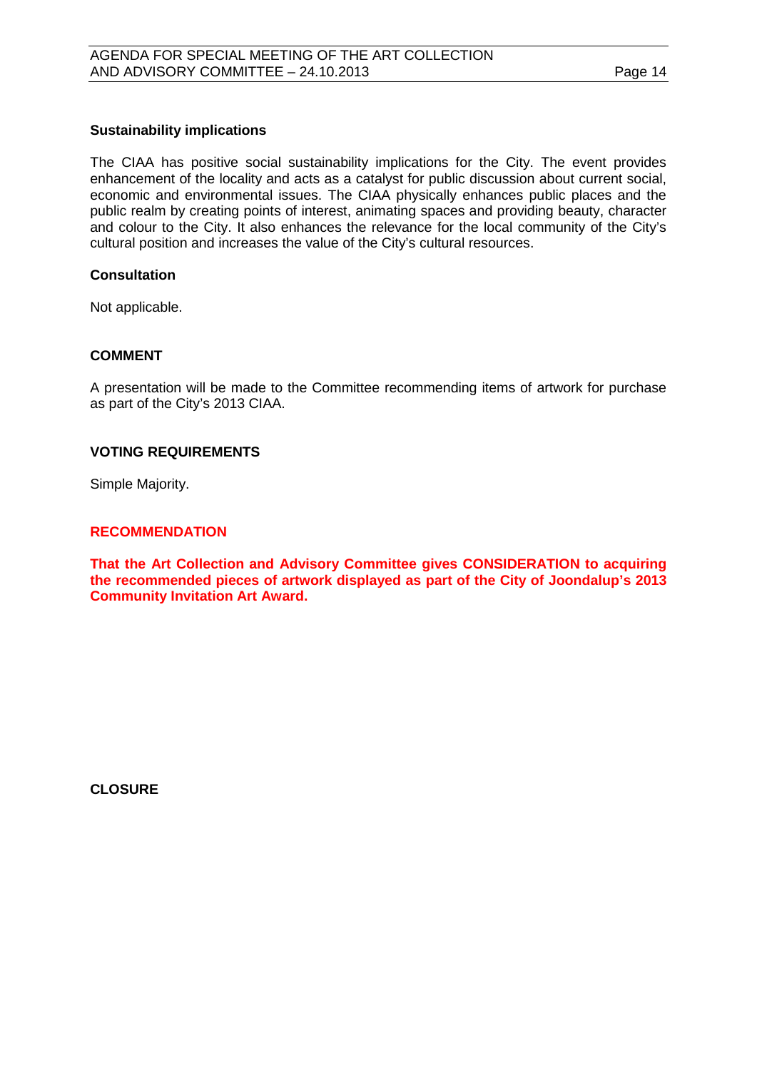### Sustainability implications

The CIAA has positive social sustainability implications for the City. The event provides enhancement of the locality and acts as a catalyst for public discussion about current social, economic and environmental issues. The CIAA physically enhances public places and the public realm by creating points of interest, animating spaces and providing beauty, character and colour to the City. It also enhances the relevance for the local community of the City's cultural position and increases the value of the City's cultural resources.

### Consultation

Not applicable.

## COMMENT

A presentation will be made to the Committee recommending items of artwork for purchase as part of the City's 2013 CIAA.

## VOTING REQUIREMENTS

Simple Majority.

## RECOMMENDATION

**That the Art Collection and Advisory Committee gives CONSIDERATION to acquiring the recommended pieces of artwork displayed as part of the City of Joondalup's 2013 Community Invitation Art Award.**

## CLOSURE